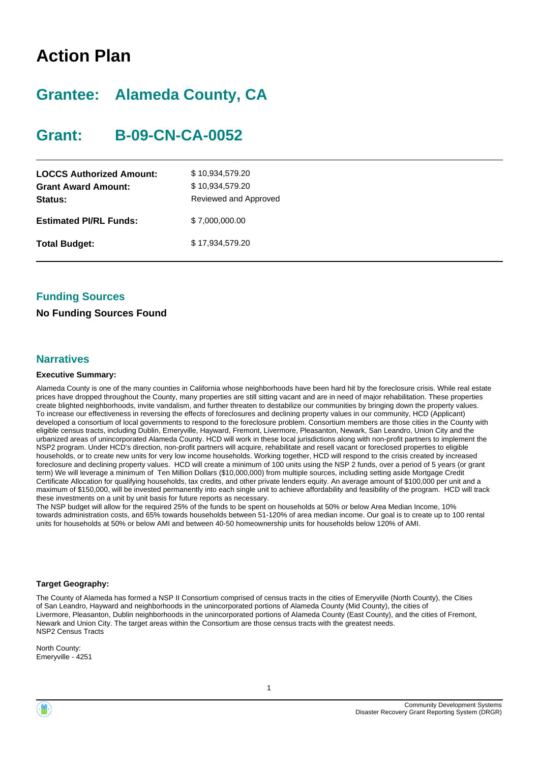# Action Plan

## Grantee: Alameda County, CA

## Grant: B-09-CN-CA-0052

| | |
|---|---|
| **LOCCS Authorized Amount:** | $ 10,934,579.20 |
| **Grant Award Amount:** | $ 10,934,579.20 |
| **Status:** | Reviewed and Approved |
| **Estimated PI/RL Funds:** | $ 7,000,000.00 |
| **Total Budget:** | $ 17,934,579.20 |

### Funding Sources

**No Funding Sources Found**

### Narratives

**Executive Summary:**

Alameda County is one of the many counties in California whose neighborhoods have been hard hit by the foreclosure crisis. While real estate prices have dropped throughout the County, many properties are still sitting vacant and are in need of major rehabilitation. These properties create blighted neighborhoods, invite vandalism, and further threaten to destabilize our communities by bringing down the property values. To increase our effectiveness in reversing the effects of foreclosures and declining property values in our community, HCD (Applicant) developed a consortium of local governments to respond to the foreclosure problem. Consortium members are those cities in the County with eligible census tracts, including Dublin, Emeryville, Hayward, Fremont, Livermore, Pleasanton, Newark, San Leandro, Union City and the urbanized areas of unincorporated Alameda County. HCD will work in these local jurisdictions along with non-profit partners to implement the NSP2 program. Under HCD's direction, non-profit partners will acquire, rehabilitate and resell vacant or foreclosed properties to eligible households, or to create new units for very low income households. Working together, HCD will respond to the crisis created by increased foreclosure and declining property values. HCD will create a minimum of 100 units using the NSP 2 funds, over a period of 5 years (or grant term) We will leverage a minimum of Ten Million Dollars ($10,000,000) from multiple sources, including setting aside Mortgage Credit Certificate Allocation for qualifying households, tax credits, and other private lenders equity. An average amount of $100,000 per unit and a maximum of $150,000, will be invested permanently into each single unit to achieve affordability and feasibility of the program. HCD will track these investments on a unit by unit basis for future reports as necessary.
The NSP budget will allow for the required 25% of the funds to be spent on households at 50% or below Area Median Income, 10% towards administration costs, and 65% towards households between 51-120% of area median income. Our goal is to create up to 100 rental units for households at 50% or below AMI and between 40-50 homeownership units for households below 120% of AMI.

**Target Geography:**

The County of Alameda has formed a NSP II Consortium comprised of census tracts in the cities of Emeryville (North County), the Cities of San Leandro, Hayward and neighborhoods in the unincorporated portions of Alameda County (Mid County), the cities of Livermore, Pleasanton, Dublin neighborhoods in the unincorporated portions of Alameda County (East County), and the cities of Fremont, Newark and Union City. The target areas within the Consortium are those census tracts with the greatest needs.
NSP2 Census Tracts

North County:
Emeryville - 4251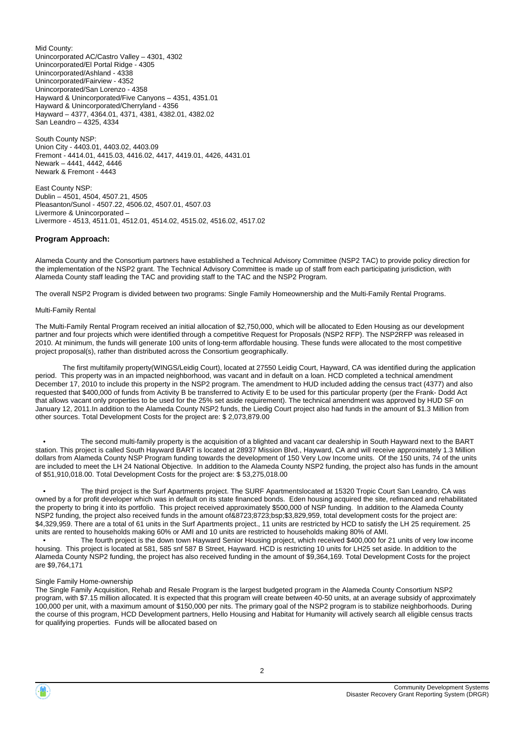Mid County:
Unincorporated AC/Castro Valley – 4301, 4302
Unincorporated/El Portal Ridge - 4305
Unincorporated/Ashland - 4338
Unincorporated/Fairview - 4352
Unincorporated/San Lorenzo - 4358
Hayward & Unincorporated/Five Canyons – 4351, 4351.01
Hayward & Unincorporated/Cherryland - 4356
Hayward – 4377, 4364.01, 4371, 4381, 4382.01, 4382.02
San Leandro – 4325, 4334

South County NSP:
Union City - 4403.01, 4403.02, 4403.09
Fremont - 4414.01, 4415.03, 4416.02, 4417, 4419.01, 4426, 4431.01
Newark – 4441, 4442, 4446
Newark & Fremont - 4443

East County NSP:
Dublin – 4501, 4504, 4507.21, 4505
Pleasanton/Sunol - 4507.22, 4506.02, 4507.01, 4507.03
Livermore & Unincorporated –
Livermore - 4513, 4511.01, 4512.01, 4514.02, 4515.02, 4516.02, 4517.02

## Program Approach:

Alameda County and the Consortium partners have established a Technical Advisory Committee (NSP2 TAC) to provide policy direction for the implementation of the NSP2 grant. The Technical Advisory Committee is made up of staff from each participating jurisdiction, with Alameda County staff leading the TAC and providing staff to the TAC and the NSP2 Program.

The overall NSP2 Program is divided between two programs: Single Family Homeownership and the Multi-Family Rental Programs.

Multi-Family Rental

The Multi-Family Rental Program received an initial allocation of $2,750,000, which will be allocated to Eden Housing as our development partner and four projects which were identified through a competitive Request for Proposals (NSP2 RFP). The NSP2RFP was released in 2010. At minimum, the funds will generate 100 units of long-term affordable housing. These funds were allocated to the most competitive project proposal(s), rather than distributed across the Consortium geographically.

The first multifamily property(WINGS/Leidig Court), located at 27550 Leidig Court, Hayward, CA was identified during the application period. This property was in an impacted neighborhood, was vacant and in default on a loan. HCD completed a technical amendment December 17, 2010 to include this property in the NSP2 program. The amendment to HUD included adding the census tract (4377) and also requested that $400,000 of funds from Activity B be transferred to Activity E to be used for this particular property (per the Frank- Dodd Act that allows vacant only properties to be used for the 25% set aside requirement). The technical amendment was approved by HUD SF on January 12, 2011.In addition to the Alameda County NSP2 funds, the Liedig Court project also had funds in the amount of $1.3 Million from other sources. Total Development Costs for the project are: $ 2,073,879.00

- The second multi-family property is the acquisition of a blighted and vacant car dealership in South Hayward next to the BART station. This project is called South Hayward BART is located at 28937 Mission Blvd., Hayward, CA and will receive approximately 1.3 Million dollars from Alameda County NSP Program funding towards the development of 150 Very Low Income units. Of the 150 units, 74 of the units are included to meet the LH 24 National Objective. In addition to the Alameda County NSP2 funding, the project also has funds in the amount of $51,910,018.00. Total Development Costs for the project are: $ 53,275,018.00

- The third project is the Surf Apartments project. The SURF Apartmentslocated at 15320 Tropic Court San Leandro, CA was owned by a for profit developer which was in default on its state financed bonds. Eden housing acquired the site, refinanced and rehabilitated the property to bring it into its portfolio. This project received approximately $500,000 of NSP funding. In addition to the Alameda County NSP2 funding, the project also received funds in the amount of&8723;8723;bsp;$3,829,959, total development costs for the project are: $4,329,959. There are a total of 61 units in the Surf Apartments project., 11 units are restricted by HCD to satisfy the LH 25 requirement. 25 units are rented to households making 60% or AMI and 10 units are restricted to households making 80% of AMI.
- The fourth project is the down town Hayward Senior Housing project, which received $400,000 for 21 units of very low income housing. This project is located at 581, 585 snf 587 B Street, Hayward. HCD is restricting 10 units for LH25 set aside. In addition to the Alameda County NSP2 funding, the project has also received funding in the amount of $9,364,169. Total Development Costs for the project are $9,764,171

Single Family Home-ownership
The Single Family Acquisition, Rehab and Resale Program is the largest budgeted program in the Alameda County Consortium NSP2 program, with $7.15 million allocated. It is expected that this program will create between 40-50 units, at an average subsidy of approximately 100,000 per unit, with a maximum amount of $150,000 per nits. The primary goal of the NSP2 program is to stabilize neighborhoods. During the course of this program, HCD Development partners, Hello Housing and Habitat for Humanity will actively search all eligible census tracts for qualifying properties. Funds will be allocated based on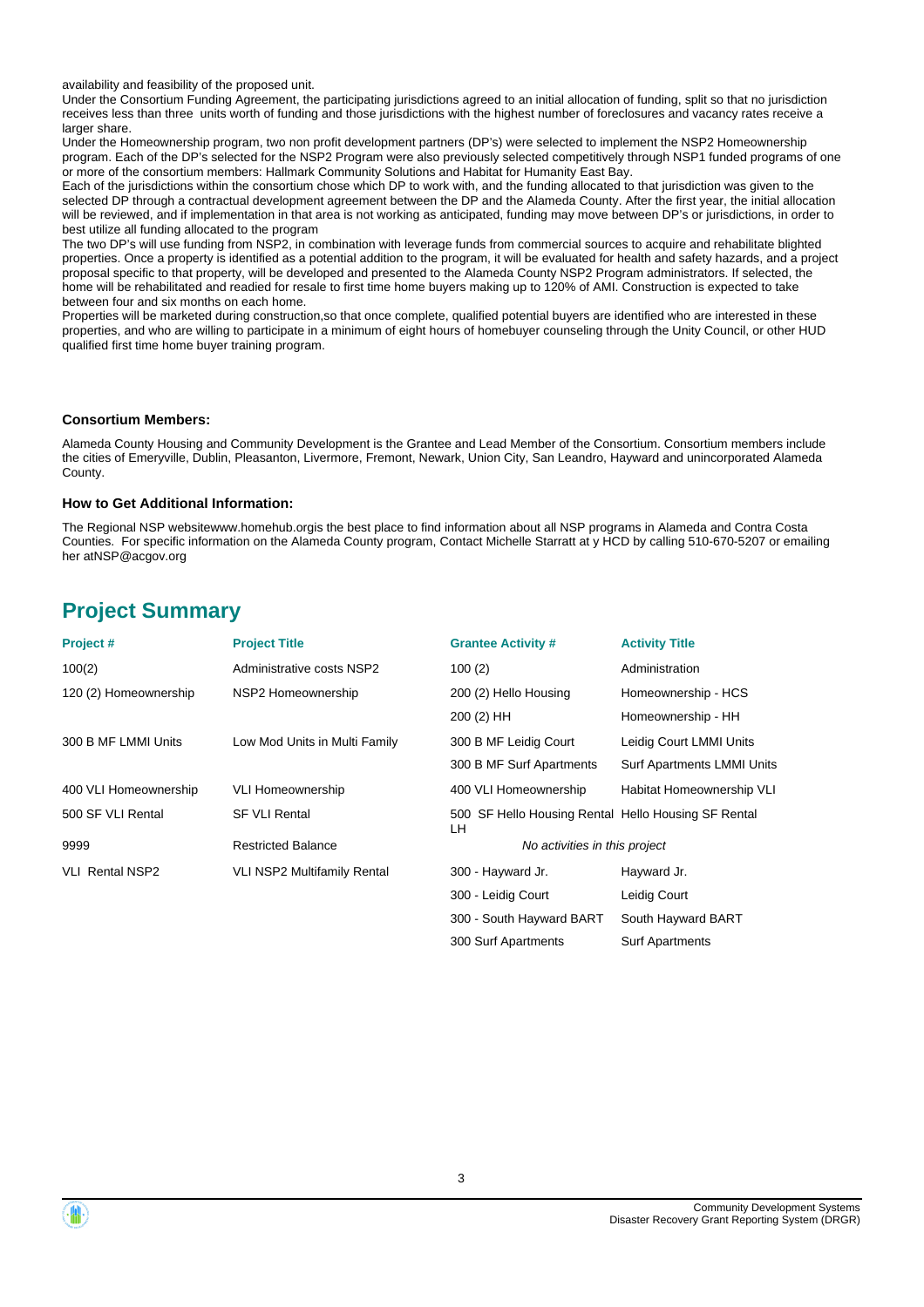availability and feasibility of the proposed unit.

Under the Consortium Funding Agreement, the participating jurisdictions agreed to an initial allocation of funding, split so that no jurisdiction receives less than three units worth of funding and those jurisdictions with the highest number of foreclosures and vacancy rates receive a larger share.

Under the Homeownership program, two non profit development partners (DP's) were selected to implement the NSP2 Homeownership program. Each of the DP's selected for the NSP2 Program were also previously selected competitively through NSP1 funded programs of one or more of the consortium members: Hallmark Community Solutions and Habitat for Humanity East Bay.

Each of the jurisdictions within the consortium chose which DP to work with, and the funding allocated to that jurisdiction was given to the selected DP through a contractual development agreement between the DP and the Alameda County. After the first year, the initial allocation will be reviewed, and if implementation in that area is not working as anticipated, funding may move between DP's or jurisdictions, in order to best utilize all funding allocated to the program

The two DP's will use funding from NSP2, in combination with leverage funds from commercial sources to acquire and rehabilitate blighted properties. Once a property is identified as a potential addition to the program, it will be evaluated for health and safety hazards, and a project proposal specific to that property, will be developed and presented to the Alameda County NSP2 Program administrators. If selected, the home will be rehabilitated and readied for resale to first time home buyers making up to 120% of AMI. Construction is expected to take between four and six months on each home.

Properties will be marketed during construction,so that once complete, qualified potential buyers are identified who are interested in these properties, and who are willing to participate in a minimum of eight hours of homebuyer counseling through the Unity Council, or other HUD qualified first time home buyer training program.

**Consortium Members:**

Alameda County Housing and Community Development is the Grantee and Lead Member of the Consortium. Consortium members include the cities of Emeryville, Dublin, Pleasanton, Livermore, Fremont, Newark, Union City, San Leandro, Hayward and unincorporated Alameda County.

**How to Get Additional Information:**

The Regional NSP websitewww.homehub.orgis the best place to find information about all NSP programs in Alameda and Contra Costa Counties. For specific information on the Alameda County program, Contact Michelle Starratt at y HCD by calling 510-670-5207 or emailing her atNSP@acgov.org

## Project Summary

| Project # | Project Title | Grantee Activity # | Activity Title |
|---|---|---|---|
| 100(2) | Administrative costs NSP2 | 100 (2) | Administration |
| 120 (2) Homeownership | NSP2 Homeownership | 200 (2) Hello Housing | Homeownership - HCS |
| | | 200 (2) HH | Homeownership - HH |
| 300 B MF LMMI Units | Low Mod Units in Multi Family | 300 B MF Leidig Court | Leidig Court LMMI Units |
| | | 300 B MF Surf Apartments | Surf Apartments LMMI Units |
| 400 VLI Homeownership | VLI Homeownership | 400 VLI Homeownership | Habitat Homeownership VLI |
| 500 SF VLI Rental | SF VLI Rental | 500 SF Hello Housing Rental LH | Hello Housing SF Rental |
| 9999 | Restricted Balance | *No activities in this project* | |
| VLI Rental NSP2 | VLI NSP2 Multifamily Rental | 300 - Hayward Jr. | Hayward Jr. |
| | | 300 - Leidig Court | Leidig Court |
| | | 300 - South Hayward BART | South Hayward BART |
| | | 300 Surf Apartments | Surf Apartments |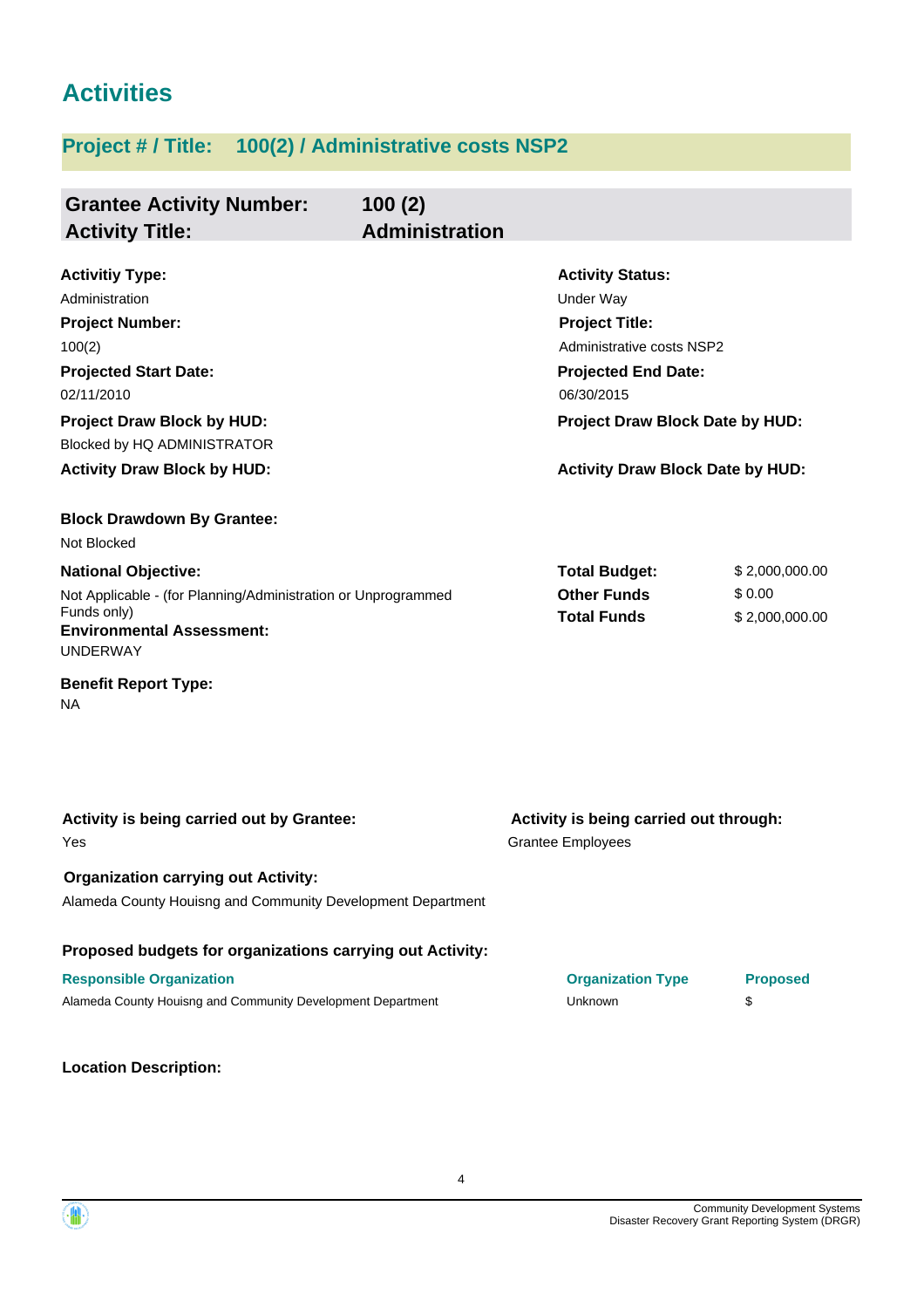# Activities

## Project # / Title: 100(2) / Administrative costs NSP2

**Grantee Activity Number:** 100 (2)
**Activity Title:** Administration

**Activitiy Type:**
Administration

**Activity Status:**
Under Way

**Project Number:**
100(2)

**Project Title:**
Administrative costs NSP2

**Projected Start Date:**
02/11/2010

**Projected End Date:**
06/30/2015

**Project Draw Block by HUD:**
Blocked by HQ ADMINISTRATOR

**Project Draw Block Date by HUD:**

**Activity Draw Block by HUD:**

**Activity Draw Block Date by HUD:**

**Block Drawdown By Grantee:**
Not Blocked

**National Objective:**
Not Applicable - (for Planning/Administration or Unprogrammed Funds only)

| | |
|---|---|
| **Total Budget:** | $ 2,000,000.00 |
| **Other Funds** | $ 0.00 |
| **Total Funds** | $ 2,000,000.00 |

**Environmental Assessment:**
UNDERWAY

**Benefit Report Type:**
NA

**Activity is being carried out by Grantee:**
Yes

**Activity is being carried out through:**
Grantee Employees

**Organization carrying out Activity:**
Alameda County Houisng and Community Development Department

**Proposed budgets for organizations carrying out Activity:**

| Responsible Organization | Organization Type | Proposed |
|---|---|---|
| Alameda County Houisng and Community Development Department | Unknown | $ |

**Location Description:**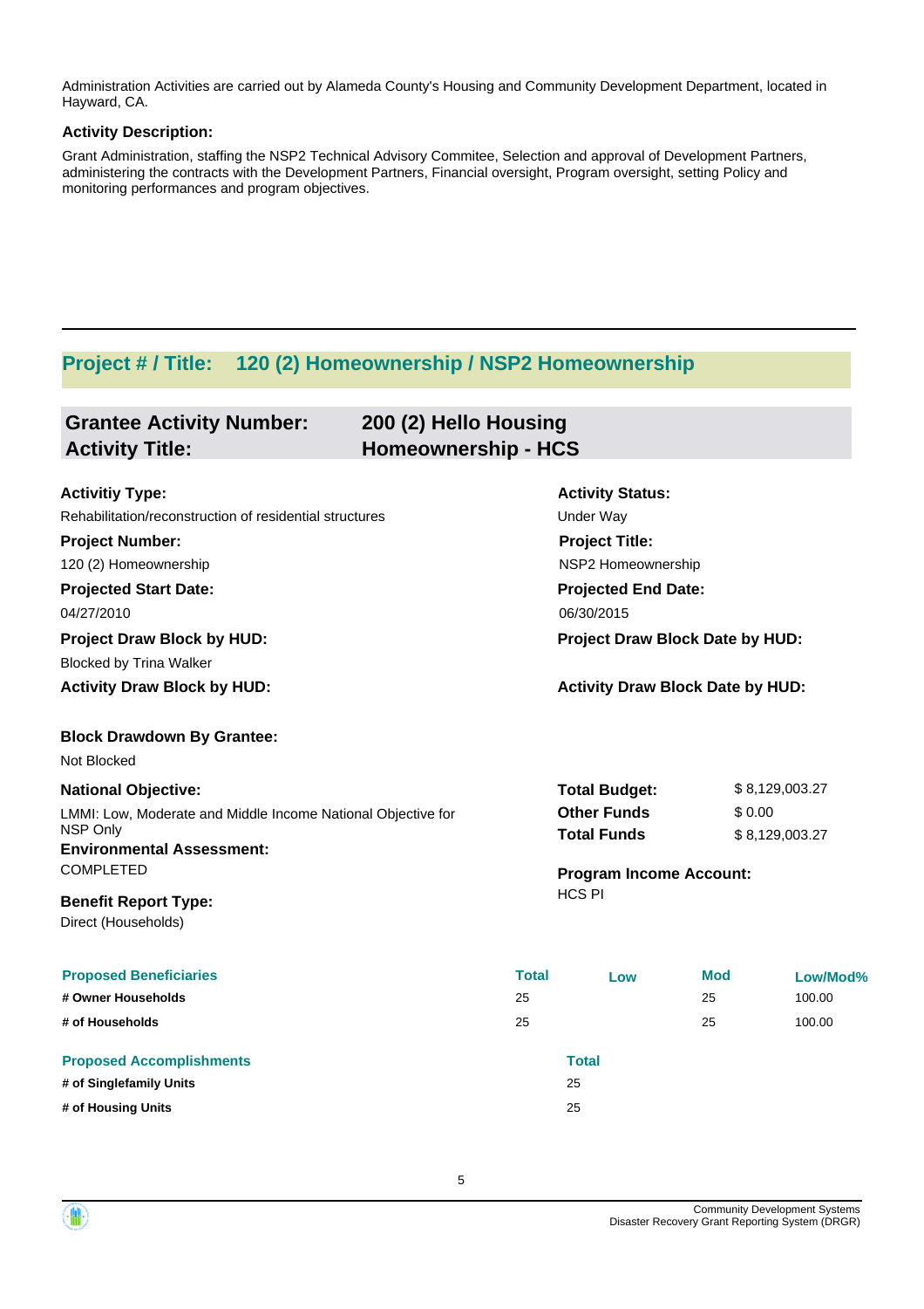Administration Activities are carried out by Alameda County's Housing and Community Development Department, located in Hayward, CA.

**Activity Description:**

Grant Administration, staffing the NSP2 Technical Advisory Commitee, Selection and approval of Development Partners, administering the contracts with the Development Partners, Financial oversight, Program oversight, setting Policy and monitoring performances and program objectives.

## Project # / Title: 120 (2) Homeownership / NSP2 Homeownership

**Grantee Activity Number:** 200 (2) Hello Housing
**Activity Title:** Homeownership - HCS

**Activitiy Type:**
Rehabilitation/reconstruction of residential structures

**Activity Status:**
Under Way

**Project Number:**
120 (2) Homeownership

**Project Title:**
NSP2 Homeownership

**Projected Start Date:**
04/27/2010

**Projected End Date:**
06/30/2015

**Project Draw Block by HUD:**
Blocked by Trina Walker

**Project Draw Block Date by HUD:**

**Activity Draw Block by HUD:**

**Activity Draw Block Date by HUD:**

**Block Drawdown By Grantee:**
Not Blocked

**National Objective:**
LMMI: Low, Moderate and Middle Income National Objective for NSP Only

**Total Budget:** $ 8,129,003.27
**Other Funds** $ 0.00
**Total Funds** $ 8,129,003.27

**Environmental Assessment:**
COMPLETED

**Program Income Account:**
HCS PI

**Benefit Report Type:**
Direct (Households)

| Proposed Beneficiaries | Total | Low | Mod | Low/Mod% |
|---|---|---|---|---|
| # Owner Households | 25 | | 25 | 100.00 |
| # of Households | 25 | | 25 | 100.00 |

| Proposed Accomplishments | Total |
|---|---|
| # of Singlefamily Units | 25 |
| # of Housing Units | 25 |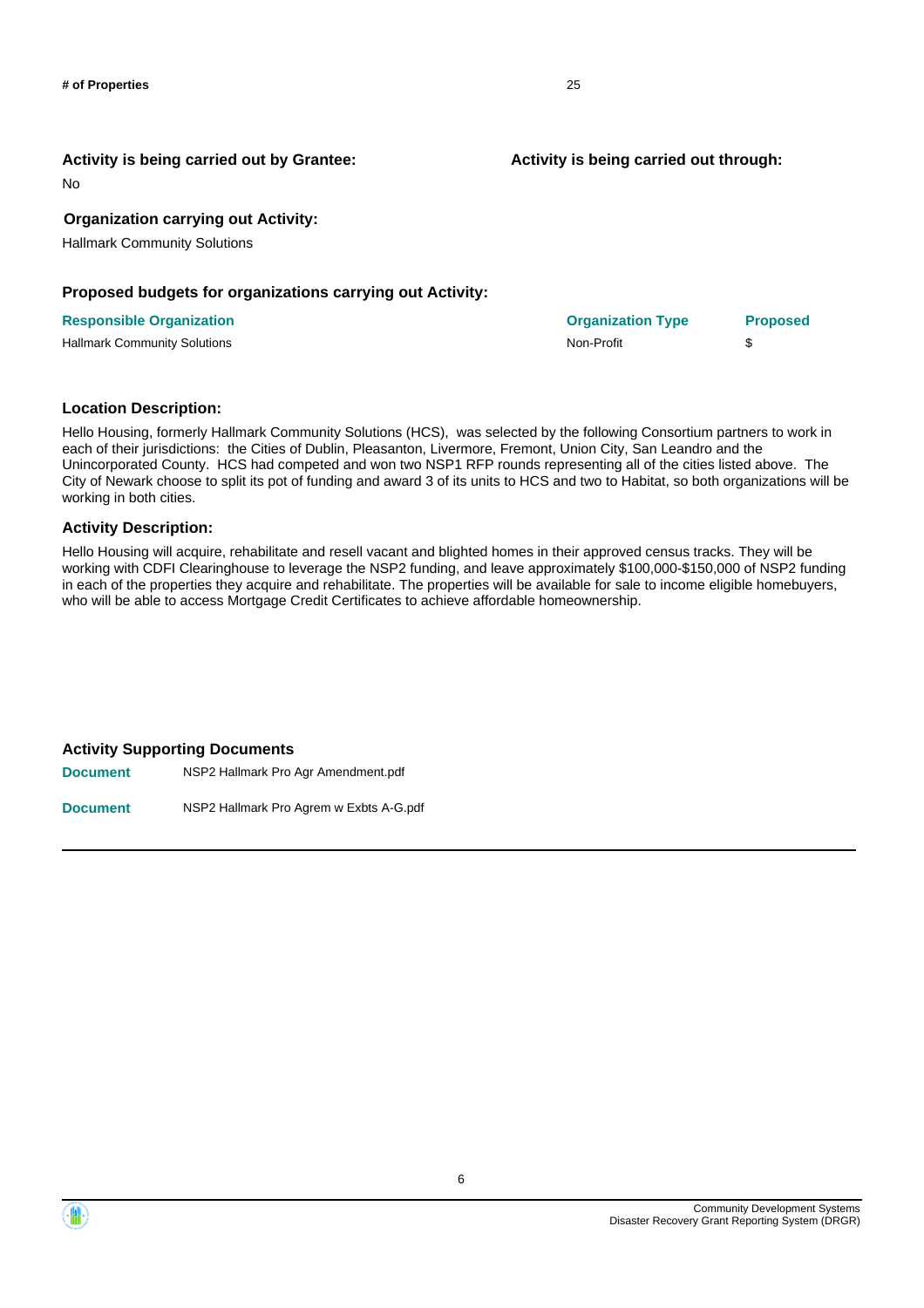| # of Properties | 25 |
| --- | --- |

**Activity is being carried out by Grantee:**

No

**Activity is being carried out through:**

**Organization carrying out Activity:**

Hallmark Community Solutions

**Proposed budgets for organizations carrying out Activity:**

| Responsible Organization | Organization Type | Proposed |
| --- | --- | --- |
| Hallmark Community Solutions | Non-Profit | $ |

**Location Description:**

Hello Housing, formerly Hallmark Community Solutions (HCS), was selected by the following Consortium partners to work in each of their jurisdictions: the Cities of Dublin, Pleasanton, Livermore, Fremont, Union City, San Leandro and the Unincorporated County. HCS had competed and won two NSP1 RFP rounds representing all of the cities listed above. The City of Newark choose to split its pot of funding and award 3 of its units to HCS and two to Habitat, so both organizations will be working in both cities.

**Activity Description:**

Hello Housing will acquire, rehabilitate and resell vacant and blighted homes in their approved census tracks. They will be working with CDFI Clearinghouse to leverage the NSP2 funding, and leave approximately $100,000-$150,000 of NSP2 funding in each of the properties they acquire and rehabilitate. The properties will be available for sale to income eligible homebuyers, who will be able to access Mortgage Credit Certificates to achieve affordable homeownership.

**Activity Supporting Documents**

| | |
| --- | --- |
| Document | NSP2 Hallmark Pro Agr Amendment.pdf |
| Document | NSP2 Hallmark Pro Agrem w Exbts A-G.pdf |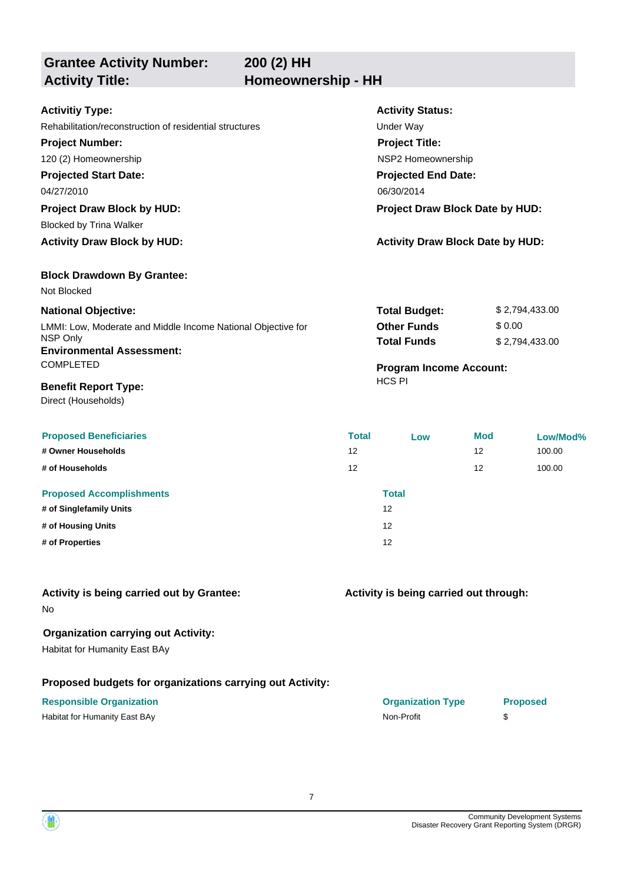## Grantee Activity Number: 200 (2) HH
## Activity Title: Homeownership - HH

**Activitiy Type:**
Rehabilitation/reconstruction of residential structures

**Activity Status:**
Under Way

**Project Number:**
120 (2) Homeownership

**Project Title:**
NSP2 Homeownership

**Projected Start Date:**
04/27/2010

**Projected End Date:**
06/30/2014

**Project Draw Block by HUD:**
Blocked by Trina Walker

**Project Draw Block Date by HUD:**

**Activity Draw Block by HUD:**

**Activity Draw Block Date by HUD:**

**Block Drawdown By Grantee:**
Not Blocked

**National Objective:**
LMMI: Low, Moderate and Middle Income National Objective for NSP Only

**Environmental Assessment:**
COMPLETED

**Benefit Report Type:**
Direct (Households)

| | |
|---|---|
| **Total Budget:** | $ 2,794,433.00 |
| **Other Funds** | $ 0.00 |
| **Total Funds** | $ 2,794,433.00 |

**Program Income Account:**
HCS PI

| Proposed Beneficiaries | Total | Low | Mod | Low/Mod% |
|---|---|---|---|---|
| # Owner Households | 12 | | 12 | 100.00 |
| # of Households | 12 | | 12 | 100.00 |

| Proposed Accomplishments | Total |
|---|---|
| # of Singlefamily Units | 12 |
| # of Housing Units | 12 |
| # of Properties | 12 |

**Activity is being carried out by Grantee:**
No

**Activity is being carried out through:**

**Organization carrying out Activity:**
Habitat for Humanity East BAy

**Proposed budgets for organizations carrying out Activity:**

| Responsible Organization | Organization Type | Proposed |
|---|---|---|
| Habitat for Humanity East BAy | Non-Profit | $ |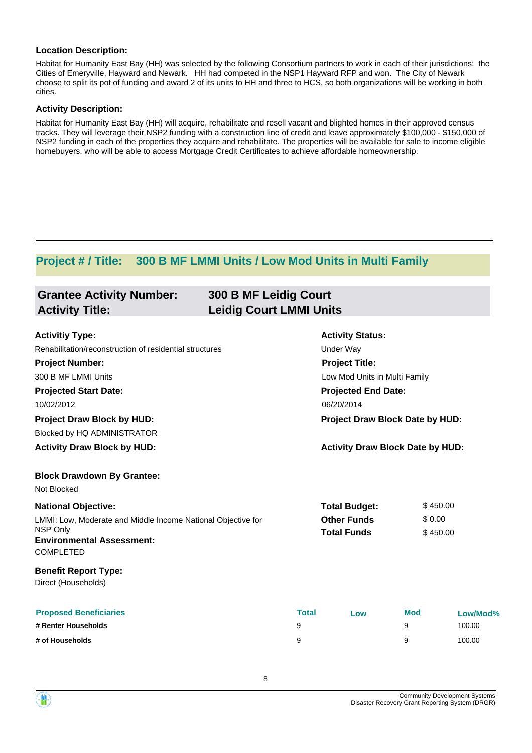**Location Description:**

Habitat for Humanity East Bay (HH) was selected by the following Consortium partners to work in each of their jurisdictions: the Cities of Emeryville, Hayward and Newark. HH had competed in the NSP1 Hayward RFP and won. The City of Newark choose to split its pot of funding and award 2 of its units to HH and three to HCS, so both organizations will be working in both cities.

**Activity Description:**

Habitat for Humanity East Bay (HH) will acquire, rehabilitate and resell vacant and blighted homes in their approved census tracks. They will leverage their NSP2 funding with a construction line of credit and leave approximately $100,000 - $150,000 of NSP2 funding in each of the properties they acquire and rehabilitate. The properties will be available for sale to income eligible homebuyers, who will be able to access Mortgage Credit Certificates to achieve affordable homeownership.

---

## Project # / Title: 300 B MF LMMI Units / Low Mod Units in Multi Family

### Grantee Activity Number: 300 B MF Leidig Court
### Activity Title: Leidig Court LMMI Units

**Activitiy Type:**
Rehabilitation/reconstruction of residential structures

**Activity Status:**
Under Way

**Project Number:**
300 B MF LMMI Units

**Project Title:**
Low Mod Units in Multi Family

**Projected Start Date:**
10/02/2012

**Projected End Date:**
06/20/2014

**Project Draw Block by HUD:**
Blocked by HQ ADMINISTRATOR

**Project Draw Block Date by HUD:**

**Activity Draw Block by HUD:**

**Activity Draw Block Date by HUD:**

**Block Drawdown By Grantee:**
Not Blocked

**National Objective:**
LMMI: Low, Moderate and Middle Income National Objective for NSP Only

**Environmental Assessment:**
COMPLETED

| | |
|---|---|
| **Total Budget:** | $ 450.00 |
| **Other Funds** | $ 0.00 |
| **Total Funds** | $ 450.00 |

**Benefit Report Type:**
Direct (Households)

| Proposed Beneficiaries | Total | Low | Mod | Low/Mod% |
|---|---|---|---|---|
| # Renter Households | 9 | | 9 | 100.00 |
| # of Households | 9 | | 9 | 100.00 |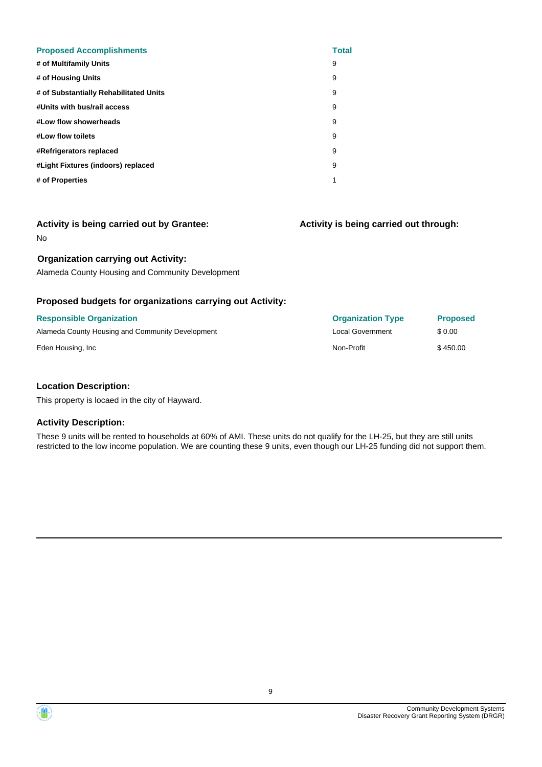| Proposed Accomplishments | Total |
| --- | --- |
| **# of Multifamily Units** | 9 |
| **# of Housing Units** | 9 |
| **# of Substantially Rehabilitated Units** | 9 |
| **#Units with bus/rail access** | 9 |
| **#Low flow showerheads** | 9 |
| **#Low flow toilets** | 9 |
| **#Refrigerators replaced** | 9 |
| **#Light Fixtures (indoors) replaced** | 9 |
| **# of Properties** | 1 |

### Activity is being carried out by Grantee:

No

### Activity is being carried out through:

### Organization carrying out Activity:

Alameda County Housing and Community Development

### Proposed budgets for organizations carrying out Activity:

| Responsible Organization | Organization Type | Proposed |
| --- | --- | --- |
| Alameda County Housing and Community Development | Local Government | $ 0.00 |
| Eden Housing, Inc | Non-Profit | $ 450.00 |

### Location Description:

This property is locaed in the city of Hayward.

### Activity Description:

These 9 units will be rented to households at 60% of AMI. These units do not qualify for the LH-25, but they are still units restricted to the low income population. We are counting these 9 units, even though our LH-25 funding did not support them.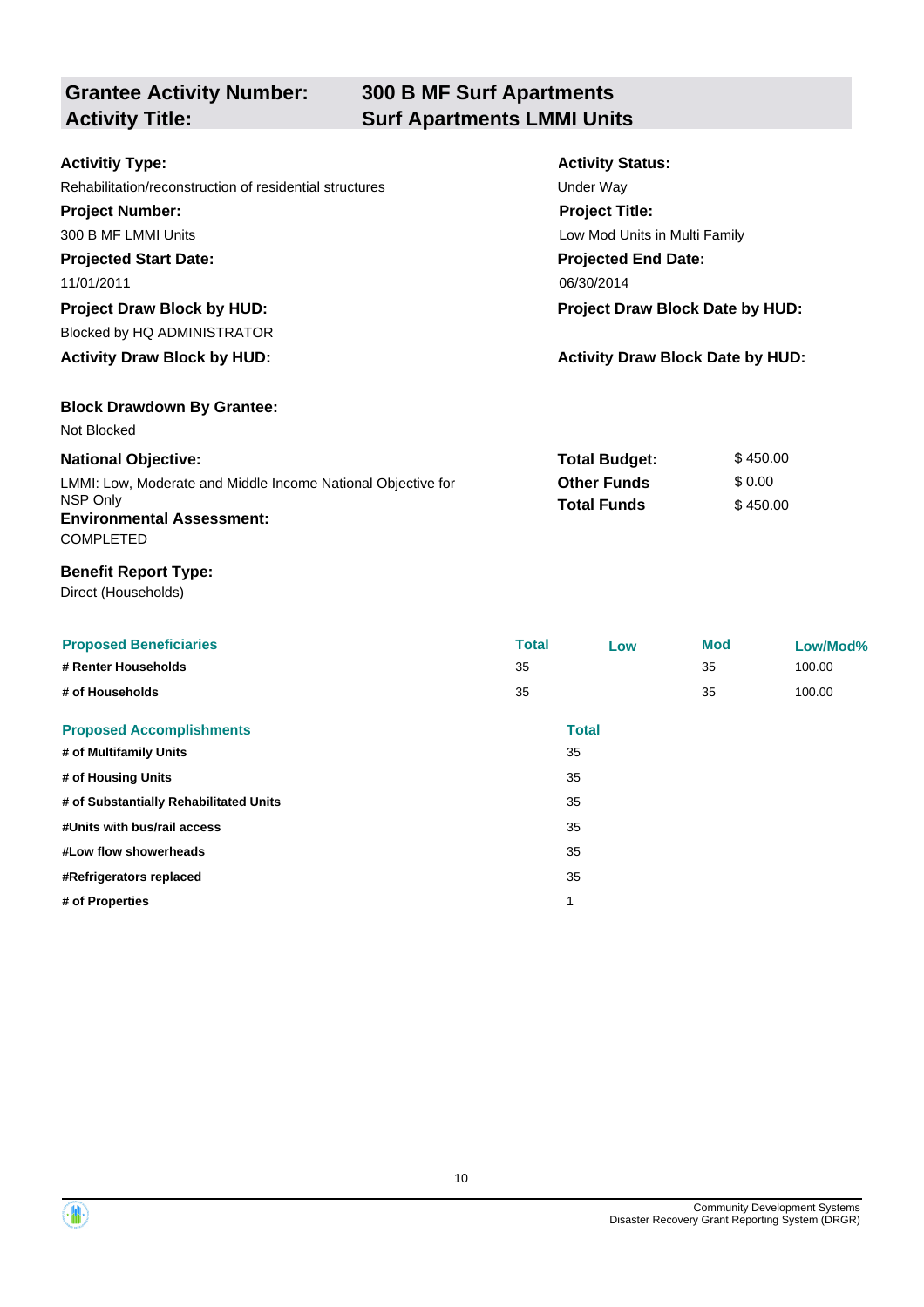## Grantee Activity Number: 300 B MF Surf Apartments
## Activity Title: Surf Apartments LMMI Units

**Activitiy Type:**
Rehabilitation/reconstruction of residential structures

**Activity Status:**
Under Way

**Project Number:**
300 B MF LMMI Units

**Project Title:**
Low Mod Units in Multi Family

**Projected Start Date:**
11/01/2011

**Projected End Date:**
06/30/2014

**Project Draw Block by HUD:**
Blocked by HQ ADMINISTRATOR

**Project Draw Block Date by HUD:**

**Activity Draw Block by HUD:**

**Activity Draw Block Date by HUD:**

**Block Drawdown By Grantee:**
Not Blocked

**National Objective:**
LMMI: Low, Moderate and Middle Income National Objective for NSP Only

| | |
|---|---|
| **Total Budget:** | $ 450.00 |
| **Other Funds** | $ 0.00 |
| **Total Funds** | $ 450.00 |

**Environmental Assessment:**
COMPLETED

**Benefit Report Type:**
Direct (Households)

| Proposed Beneficiaries | Total | Low | Mod | Low/Mod% |
|---|---|---|---|---|
| # Renter Households | 35 | | 35 | 100.00 |
| # of Households | 35 | | 35 | 100.00 |

| Proposed Accomplishments | Total |
|---|---|
| # of Multifamily Units | 35 |
| # of Housing Units | 35 |
| # of Substantially Rehabilitated Units | 35 |
| #Units with bus/rail access | 35 |
| #Low flow showerheads | 35 |
| #Refrigerators replaced | 35 |
| # of Properties | 1 |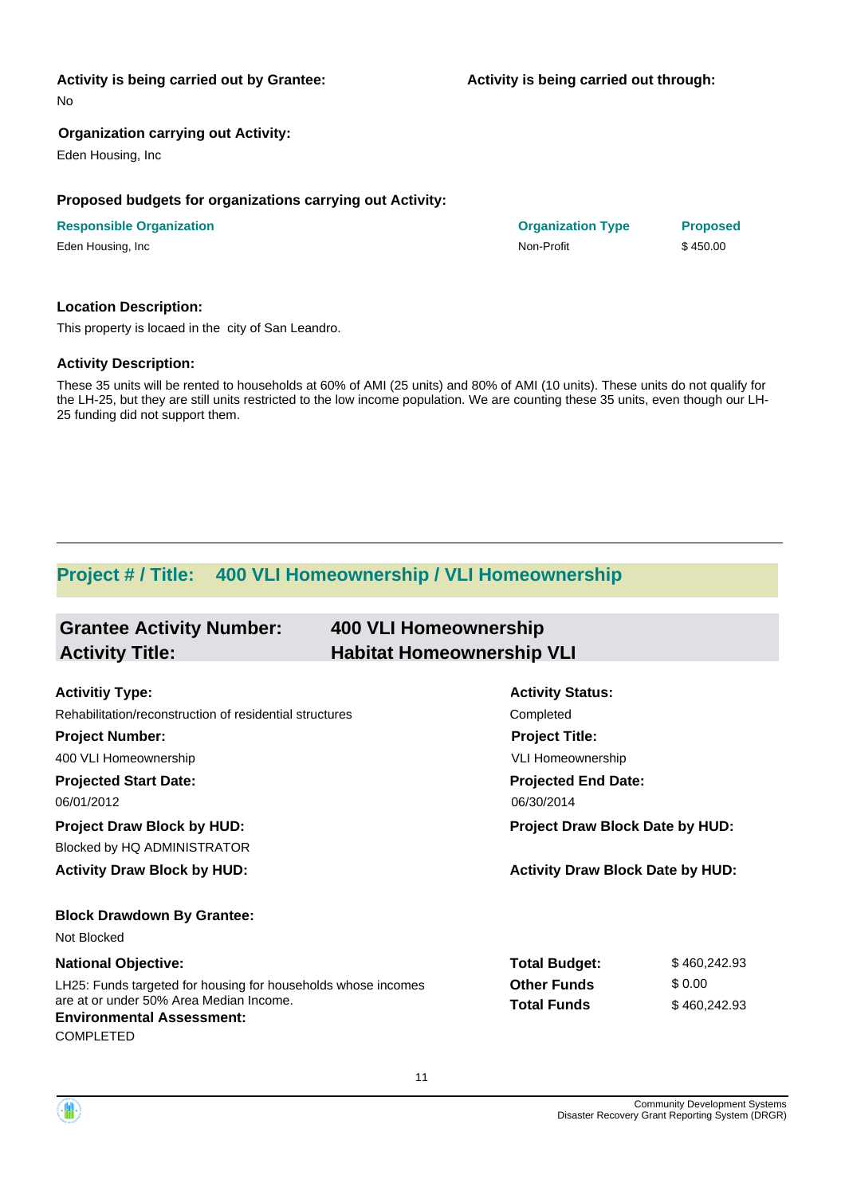**Activity is being carried out by Grantee:**

No

**Activity is being carried out through:**

**Organization carrying out Activity:**

Eden Housing, Inc

**Proposed budgets for organizations carrying out Activity:**

| Responsible Organization | Organization Type | Proposed |
|---|---|---|
| Eden Housing, Inc | Non-Profit | $ 450.00 |

**Location Description:**

This property is locaed in the  city of San Leandro.

**Activity Description:**

These 35 units will be rented to households at 60% of AMI (25 units) and 80% of AMI (10 units). These units do not qualify for the LH-25, but they are still units restricted to the low income population. We are counting these 35 units, even though our LH-25 funding did not support them.

---

## Project # / Title: 400 VLI Homeownership / VLI Homeownership

### Grantee Activity Number: 400 VLI Homeownership
### Activity Title: Habitat Homeownership VLI

**Activitiy Type:**

Rehabilitation/reconstruction of residential structures

**Activity Status:**

Completed

**Project Number:**

400 VLI Homeownership

**Project Title:**

VLI Homeownership

**Projected Start Date:**

06/01/2012

**Projected End Date:**

06/30/2014

**Project Draw Block by HUD:**

Blocked by HQ ADMINISTRATOR

**Project Draw Block Date by HUD:**

**Activity Draw Block by HUD:**

**Activity Draw Block Date by HUD:**

**Block Drawdown By Grantee:**

Not Blocked

**National Objective:**

LH25: Funds targeted for housing for households whose incomes are at or under 50% Area Median Income.

| | |
|---|---|
| **Total Budget:** | $ 460,242.93 |
| **Other Funds** | $ 0.00 |
| **Total Funds** | $ 460,242.93 |

**Environmental Assessment:**

COMPLETED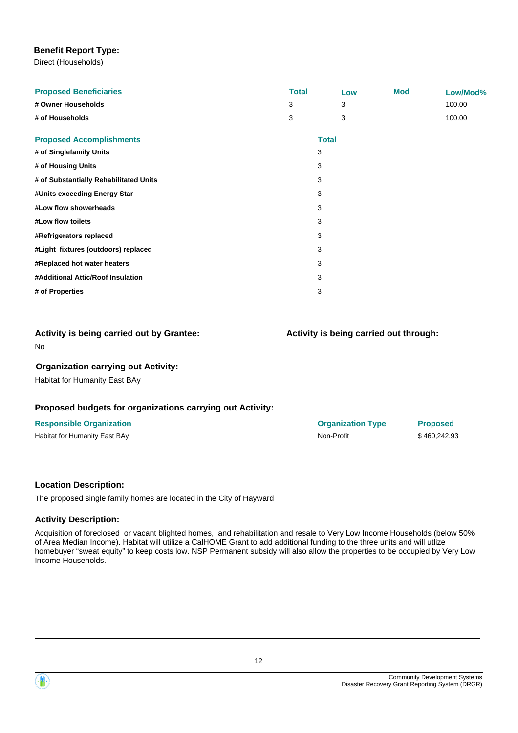**Benefit Report Type:**

Direct (Households)

| Proposed Beneficiaries | Total | Low | Mod | Low/Mod% |
|---|---|---|---|---|
| # Owner Households | 3 | 3 | | 100.00 |
| # of Households | 3 | 3 | | 100.00 |

| Proposed Accomplishments | Total |
|---|---|
| # of Singlefamily Units | 3 |
| # of Housing Units | 3 |
| # of Substantially Rehabilitated Units | 3 |
| #Units exceeding Energy Star | 3 |
| #Low flow showerheads | 3 |
| #Low flow toilets | 3 |
| #Refrigerators replaced | 3 |
| #Light fixtures (outdoors) replaced | 3 |
| #Replaced hot water heaters | 3 |
| #Additional Attic/Roof Insulation | 3 |
| # of Properties | 3 |

### Activity is being carried out by Grantee:

No

### Activity is being carried out through:

### Organization carrying out Activity:

Habitat for Humanity East BAy

### Proposed budgets for organizations carrying out Activity:

| Responsible Organization | Organization Type | Proposed |
|---|---|---|
| Habitat for Humanity East BAy | Non-Profit | $ 460,242.93 |

### Location Description:

The proposed single family homes are located in the City of Hayward

### Activity Description:

Acquisition of foreclosed or vacant blighted homes, and rehabilitation and resale to Very Low Income Households (below 50% of Area Median Income). Habitat will utilize a CalHOME Grant to add additional funding to the three units and will utlize homebuyer "sweat equity" to keep costs low. NSP Permanent subsidy will also allow the properties to be occupied by Very Low Income Households.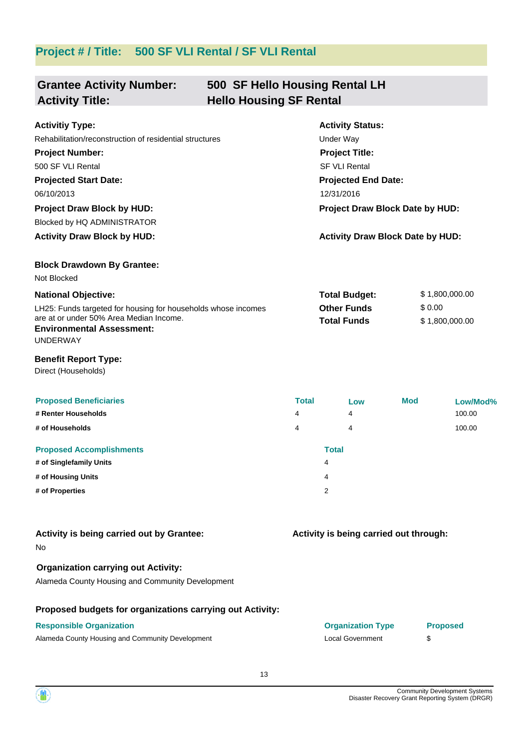## Project # / Title: 500 SF VLI Rental / SF VLI Rental

### Grantee Activity Number: 500 SF Hello Housing Rental LH
### Activity Title: Hello Housing SF Rental

**Activitiy Type:**
Rehabilitation/reconstruction of residential structures

**Activity Status:**
Under Way

**Project Number:**
500 SF VLI Rental

**Project Title:**
SF VLI Rental

**Projected Start Date:**
06/10/2013

**Projected End Date:**
12/31/2016

**Project Draw Block by HUD:**
Blocked by HQ ADMINISTRATOR

**Project Draw Block Date by HUD:**

**Activity Draw Block by HUD:**

**Activity Draw Block Date by HUD:**

**Block Drawdown By Grantee:**
Not Blocked

**National Objective:**
LH25: Funds targeted for housing for households whose incomes are at or under 50% Area Median Income.

| | |
|---|---|
| **Total Budget:** | $ 1,800,000.00 |
| **Other Funds** | $ 0.00 |
| **Total Funds** | $ 1,800,000.00 |

**Environmental Assessment:**
UNDERWAY

**Benefit Report Type:**
Direct (Households)

| Proposed Beneficiaries | Total | Low | Mod | Low/Mod% |
|---|---|---|---|---|
| # Renter Households | 4 | 4 | | 100.00 |
| # of Households | 4 | 4 | | 100.00 |

| Proposed Accomplishments | Total |
|---|---|
| # of Singlefamily Units | 4 |
| # of Housing Units | 4 |
| # of Properties | 2 |

**Activity is being carried out by Grantee:**
No

**Activity is being carried out through:**

**Organization carrying out Activity:**
Alameda County Housing and Community Development

**Proposed budgets for organizations carrying out Activity:**

| Responsible Organization | Organization Type | Proposed |
|---|---|---|
| Alameda County Housing and Community Development | Local Government | $ |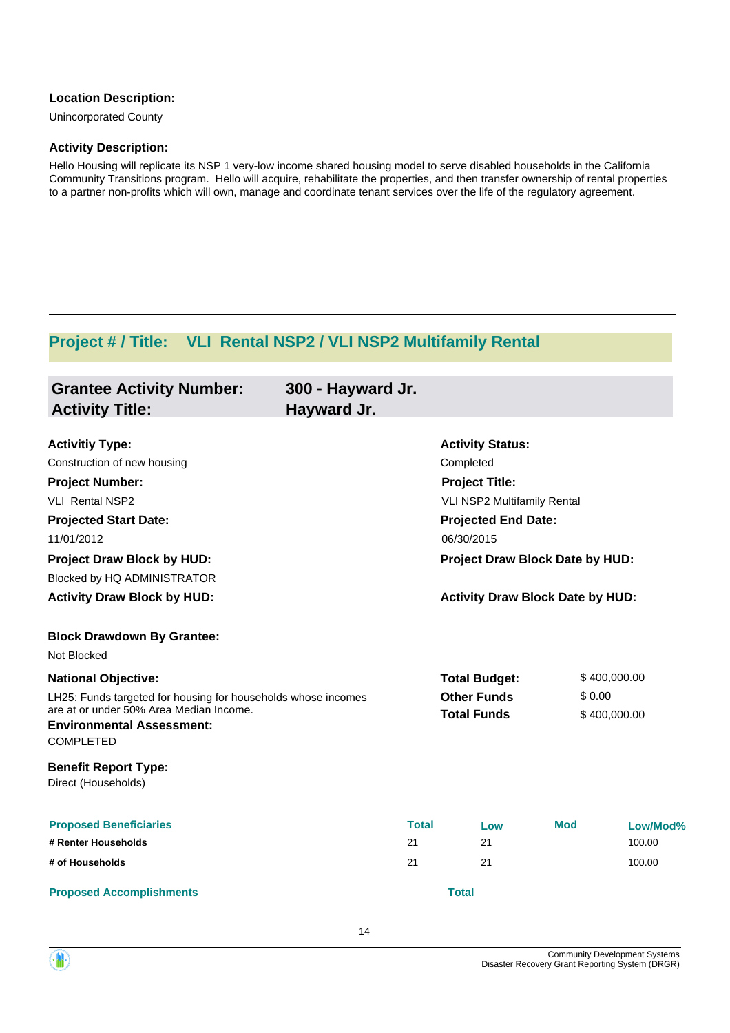**Location Description:**

Unincorporated County

**Activity Description:**

Hello Housing will replicate its NSP 1 very-low income shared housing model to serve disabled households in the California Community Transitions program. Hello will acquire, rehabilitate the properties, and then transfer ownership of rental properties to a partner non-profits which will own, manage and coordinate tenant services over the life of the regulatory agreement.

## Project # / Title: VLI Rental NSP2 / VLI NSP2 Multifamily Rental

### Grantee Activity Number: 300 - Hayward Jr.
### Activity Title: Hayward Jr.

**Activitiy Type:**
Construction of new housing

**Activity Status:**
Completed

**Project Number:**
VLI Rental NSP2

**Project Title:**
VLI NSP2 Multifamily Rental

**Projected Start Date:**
11/01/2012

**Projected End Date:**
06/30/2015

**Project Draw Block by HUD:**
Blocked by HQ ADMINISTRATOR

**Project Draw Block Date by HUD:**

**Activity Draw Block by HUD:**

**Activity Draw Block Date by HUD:**

**Block Drawdown By Grantee:**
Not Blocked

**National Objective:**
LH25: Funds targeted for housing for households whose incomes are at or under 50% Area Median Income.

| | |
|---|---|
| **Total Budget:** | $ 400,000.00 |
| **Other Funds** | $ 0.00 |
| **Total Funds** | $ 400,000.00 |

**Environmental Assessment:**
COMPLETED

**Benefit Report Type:**
Direct (Households)

| Proposed Beneficiaries | Total | Low | Mod | Low/Mod% |
|---|---|---|---|---|
| # Renter Households | 21 | 21 | | 100.00 |
| # of Households | 21 | 21 | | 100.00 |

| Proposed Accomplishments | Total |
|---|---|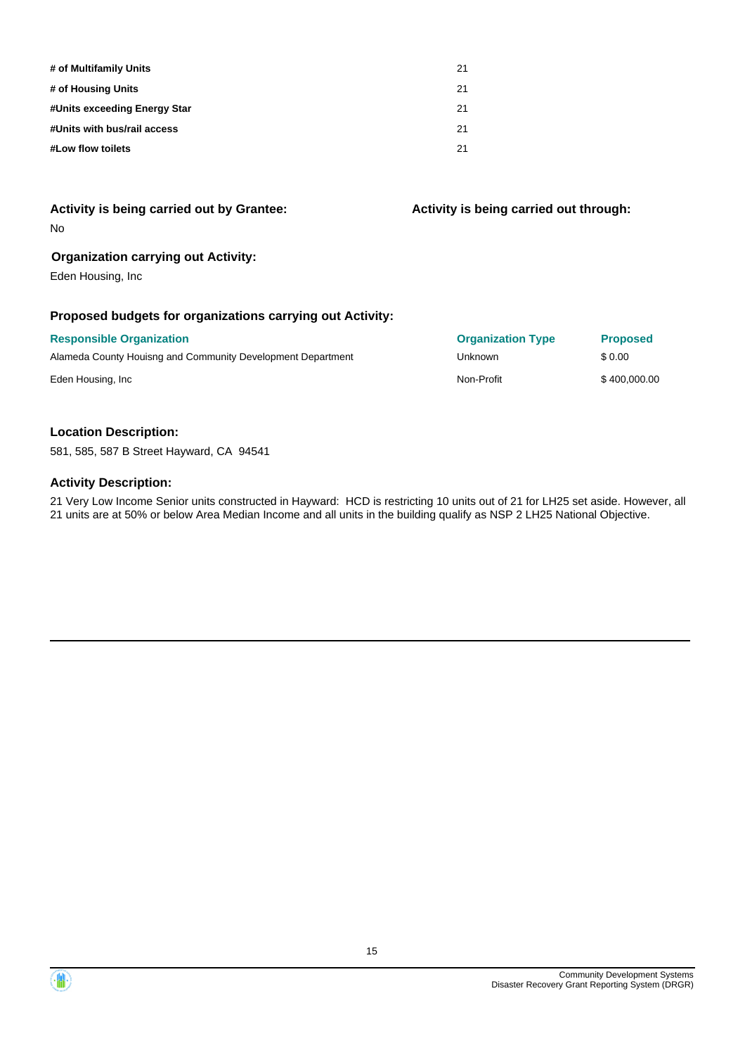| | |
|---|---|
| **# of Multifamily Units** | 21 |
| **# of Housing Units** | 21 |
| **#Units exceeding Energy Star** | 21 |
| **#Units with bus/rail access** | 21 |
| **#Low flow toilets** | 21 |

### Activity is being carried out by Grantee:

No

### Activity is being carried out through:

### Organization carrying out Activity:

Eden Housing, Inc

### Proposed budgets for organizations carrying out Activity:

| Responsible Organization | Organization Type | Proposed |
|---|---|---|
| Alameda County Houisng and Community Development Department | Unknown | $ 0.00 |
| Eden Housing, Inc | Non-Profit | $ 400,000.00 |

### Location Description:

581, 585, 587 B Street Hayward, CA 94541

### Activity Description:

21 Very Low Income Senior units constructed in Hayward: HCD is restricting 10 units out of 21 for LH25 set aside. However, all 21 units are at 50% or below Area Median Income and all units in the building qualify as NSP 2 LH25 National Objective.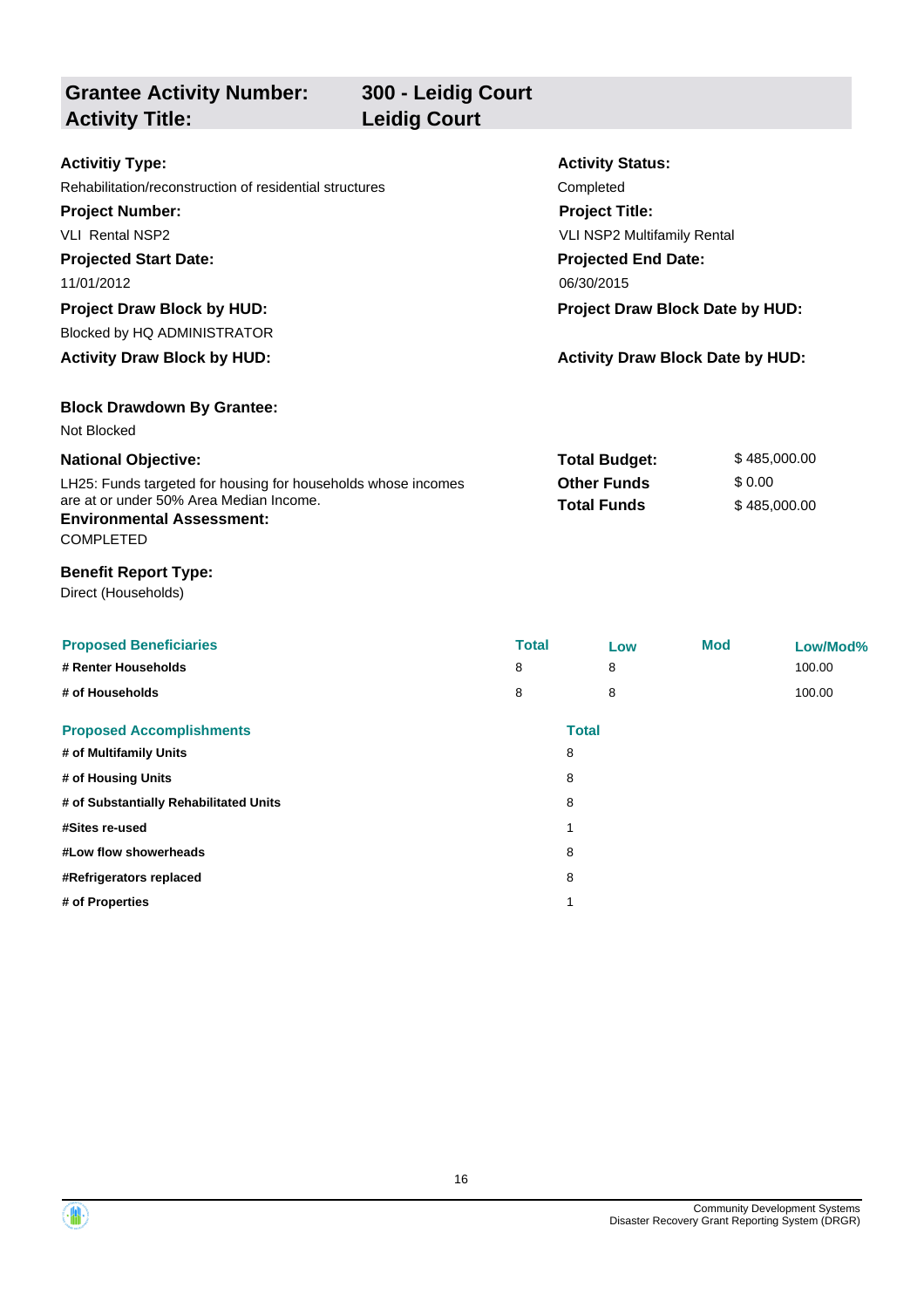## Grantee Activity Number: 300 - Leidig Court
## Activity Title: Leidig Court

**Activitiy Type:**
Rehabilitation/reconstruction of residential structures

**Activity Status:**
Completed

**Project Number:**
VLI Rental NSP2

**Project Title:**
VLI NSP2 Multifamily Rental

**Projected Start Date:**
11/01/2012

**Projected End Date:**
06/30/2015

**Project Draw Block by HUD:**
Blocked by HQ ADMINISTRATOR

**Project Draw Block Date by HUD:**

**Activity Draw Block by HUD:**

**Activity Draw Block Date by HUD:**

**Block Drawdown By Grantee:**
Not Blocked

**National Objective:**
LH25: Funds targeted for housing for households whose incomes are at or under 50% Area Median Income.

| | |
|---|---|
| **Total Budget:** | $ 485,000.00 |
| **Other Funds** | $ 0.00 |
| **Total Funds** | $ 485,000.00 |

**Environmental Assessment:**
COMPLETED

**Benefit Report Type:**
Direct (Households)

| Proposed Beneficiaries | Total | Low | Mod | Low/Mod% |
|---|---|---|---|---|
| # Renter Households | 8 | 8 | | 100.00 |
| # of Households | 8 | 8 | | 100.00 |

| Proposed Accomplishments | Total |
|---|---|
| # of Multifamily Units | 8 |
| # of Housing Units | 8 |
| # of Substantially Rehabilitated Units | 8 |
| #Sites re-used | 1 |
| #Low flow showerheads | 8 |
| #Refrigerators replaced | 8 |
| # of Properties | 1 |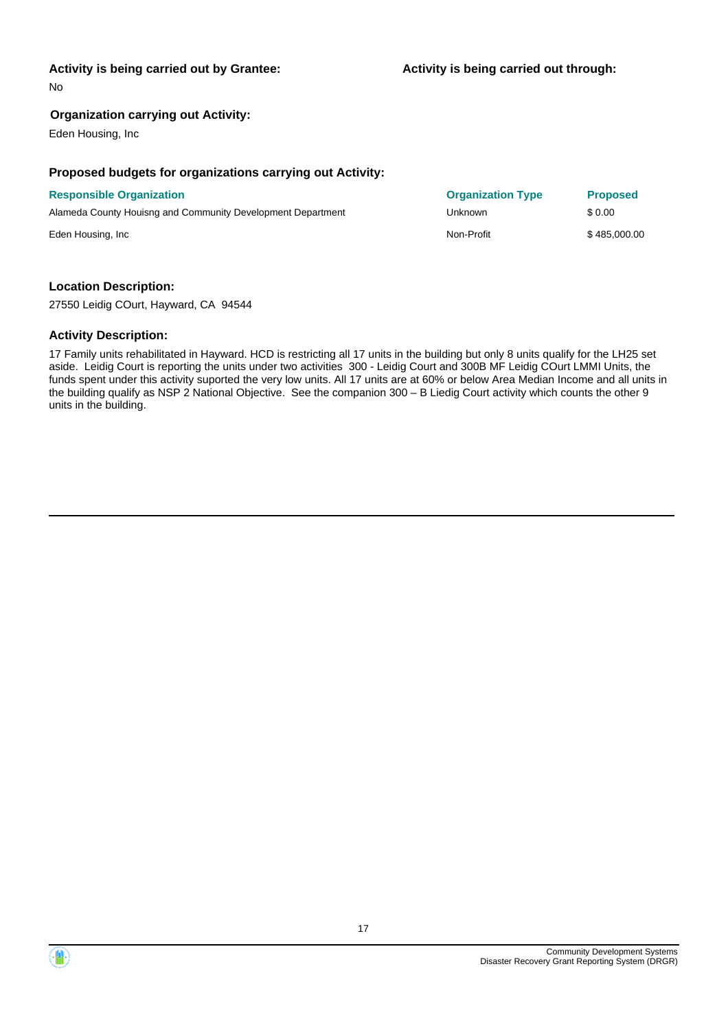**Activity is being carried out by Grantee:**

No

**Activity is being carried out through:**

**Organization carrying out Activity:**

Eden Housing, Inc

### Proposed budgets for organizations carrying out Activity:

| Responsible Organization | Organization Type | Proposed |
|---|---|---|
| Alameda County Houisng and Community Development Department | Unknown | $ 0.00 |
| Eden Housing, Inc | Non-Profit | $ 485,000.00 |

### Location Description:

27550 Leidig COurt, Hayward, CA 94544

### Activity Description:

17 Family units rehabilitated in Hayward. HCD is restricting all 17 units in the building but only 8 units qualify for the LH25 set aside. Leidig Court is reporting the units under two activities 300 - Leidig Court and 300B MF Leidig COurt LMMI Units, the funds spent under this activity suported the very low units. All 17 units are at 60% or below Area Median Income and all units in the building qualify as NSP 2 National Objective. See the companion 300 – B Liedig Court activity which counts the other 9 units in the building.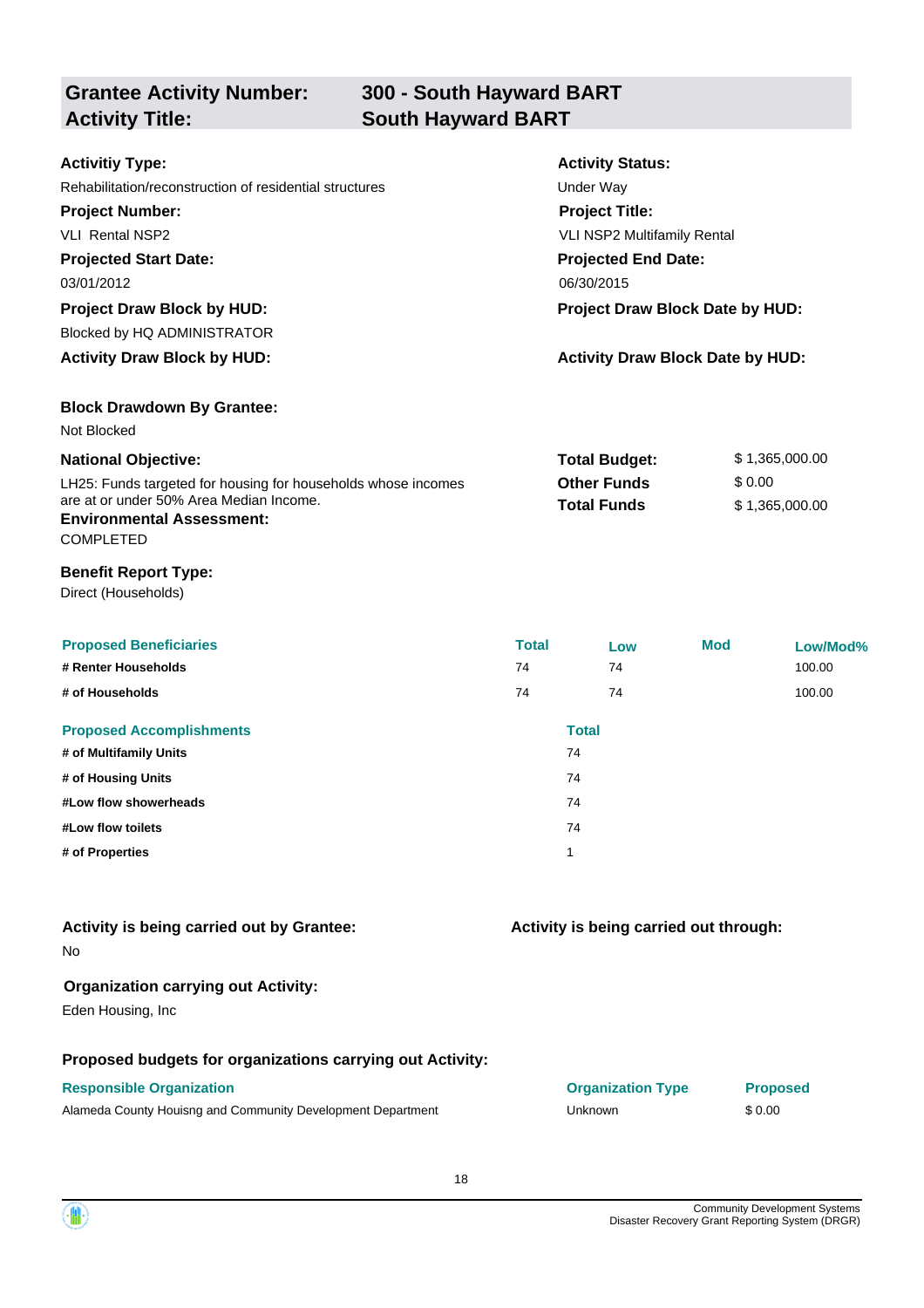| **Grantee Activity Number:** | **300 - South Hayward BART** |
|---|---|
| **Activity Title:** | **South Hayward BART** |

**Activitiy Type:**
Rehabilitation/reconstruction of residential structures

**Activity Status:**
Under Way

**Project Number:**
VLI Rental NSP2

**Project Title:**
VLI NSP2 Multifamily Rental

**Projected Start Date:**
03/01/2012

**Projected End Date:**
06/30/2015

**Project Draw Block by HUD:**
Blocked by HQ ADMINISTRATOR

**Project Draw Block Date by HUD:**

**Activity Draw Block by HUD:**

**Activity Draw Block Date by HUD:**

**Block Drawdown By Grantee:**
Not Blocked

**National Objective:**
LH25: Funds targeted for housing for households whose incomes are at or under 50% Area Median Income.

| | |
|---|---|
| **Total Budget:** | $ 1,365,000.00 |
| **Other Funds** | $ 0.00 |
| **Total Funds** | $ 1,365,000.00 |

**Environmental Assessment:**
COMPLETED

**Benefit Report Type:**
Direct (Households)

| Proposed Beneficiaries | Total | Low | Mod | Low/Mod% |
|---|---|---|---|---|
| # Renter Households | 74 | 74 | | 100.00 |
| # of Households | 74 | 74 | | 100.00 |

| Proposed Accomplishments | Total |
|---|---|
| # of Multifamily Units | 74 |
| # of Housing Units | 74 |
| #Low flow showerheads | 74 |
| #Low flow toilets | 74 |
| # of Properties | 1 |

**Activity is being carried out by Grantee:**
No

**Activity is being carried out through:**

**Organization carrying out Activity:**
Eden Housing, Inc

**Proposed budgets for organizations carrying out Activity:**

| Responsible Organization | Organization Type | Proposed |
|---|---|---|
| Alameda County Houisng and Community Development Department | Unknown | $ 0.00 |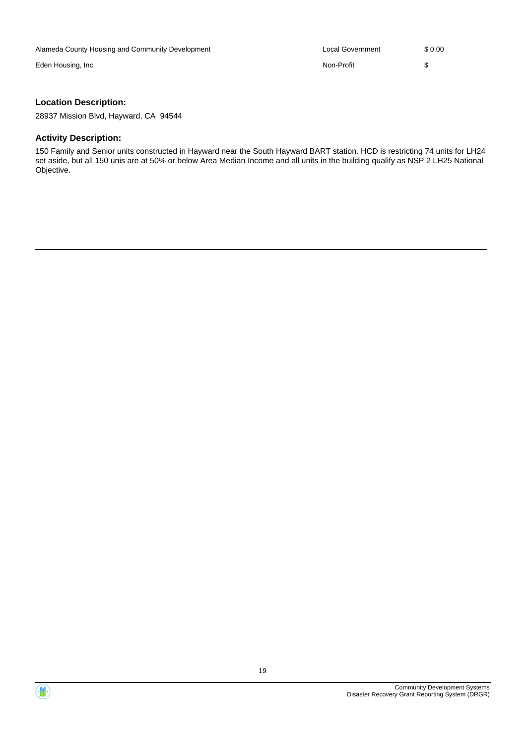| | | |
|---|---|---|
| Alameda County Housing and Community Development | Local Government | $ 0.00 |
| Eden Housing, Inc | Non-Profit | $ |

**Location Description:**

28937 Mission Blvd, Hayward, CA 94544

**Activity Description:**

150 Family and Senior units constructed in Hayward near the South Hayward BART station. HCD is restricting 74 units for LH24 set aside, but all 150 unis are at 50% or below Area Median Income and all units in the building qualify as NSP 2 LH25 National Objective.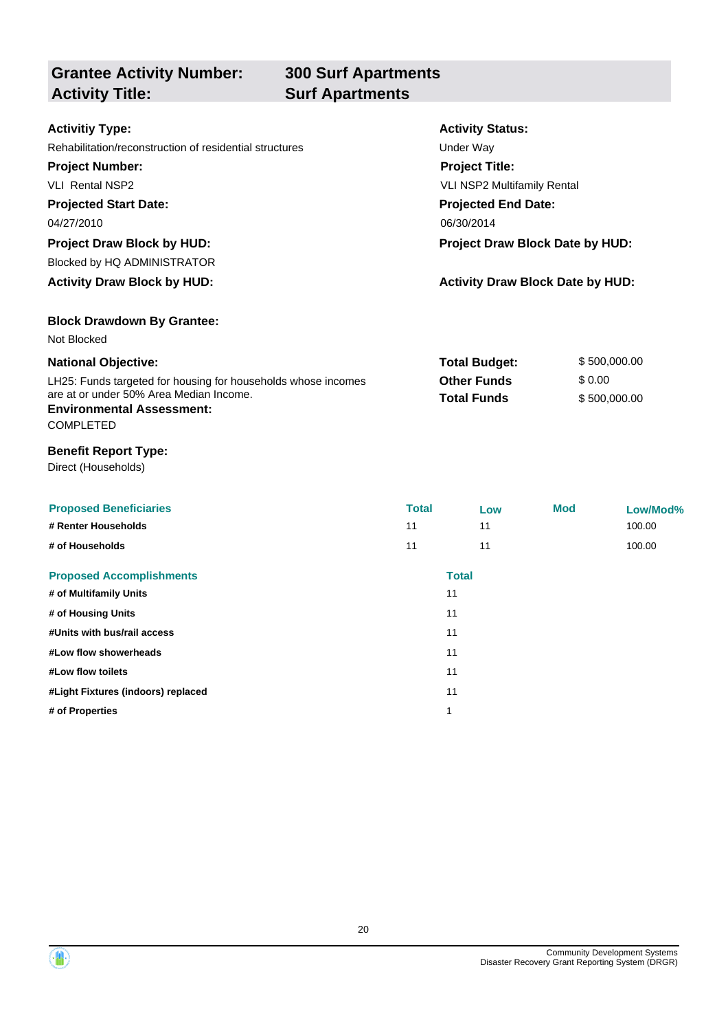## Grantee Activity Number: 300 Surf Apartments
## Activity Title: Surf Apartments

**Activitiy Type:**
Rehabilitation/reconstruction of residential structures

**Activity Status:**
Under Way

**Project Number:**
VLI Rental NSP2

**Project Title:**
VLI NSP2 Multifamily Rental

**Projected Start Date:**
04/27/2010

**Projected End Date:**
06/30/2014

**Project Draw Block by HUD:**
Blocked by HQ ADMINISTRATOR

**Project Draw Block Date by HUD:**

**Activity Draw Block by HUD:**

**Activity Draw Block Date by HUD:**

**Block Drawdown By Grantee:**
Not Blocked

**National Objective:**
LH25: Funds targeted for housing for households whose incomes are at or under 50% Area Median Income.

| | |
|---|---|
| **Total Budget:** | $ 500,000.00 |
| **Other Funds** | $ 0.00 |
| **Total Funds** | $ 500,000.00 |

**Environmental Assessment:**
COMPLETED

**Benefit Report Type:**
Direct (Households)

| Proposed Beneficiaries | Total | Low | Mod | Low/Mod% |
|---|---|---|---|---|
| # Renter Households | 11 | 11 | | 100.00 |
| # of Households | 11 | 11 | | 100.00 |

| Proposed Accomplishments | Total |
|---|---|
| # of Multifamily Units | 11 |
| # of Housing Units | 11 |
| #Units with bus/rail access | 11 |
| #Low flow showerheads | 11 |
| #Low flow toilets | 11 |
| #Light Fixtures (indoors) replaced | 11 |
| # of Properties | 1 |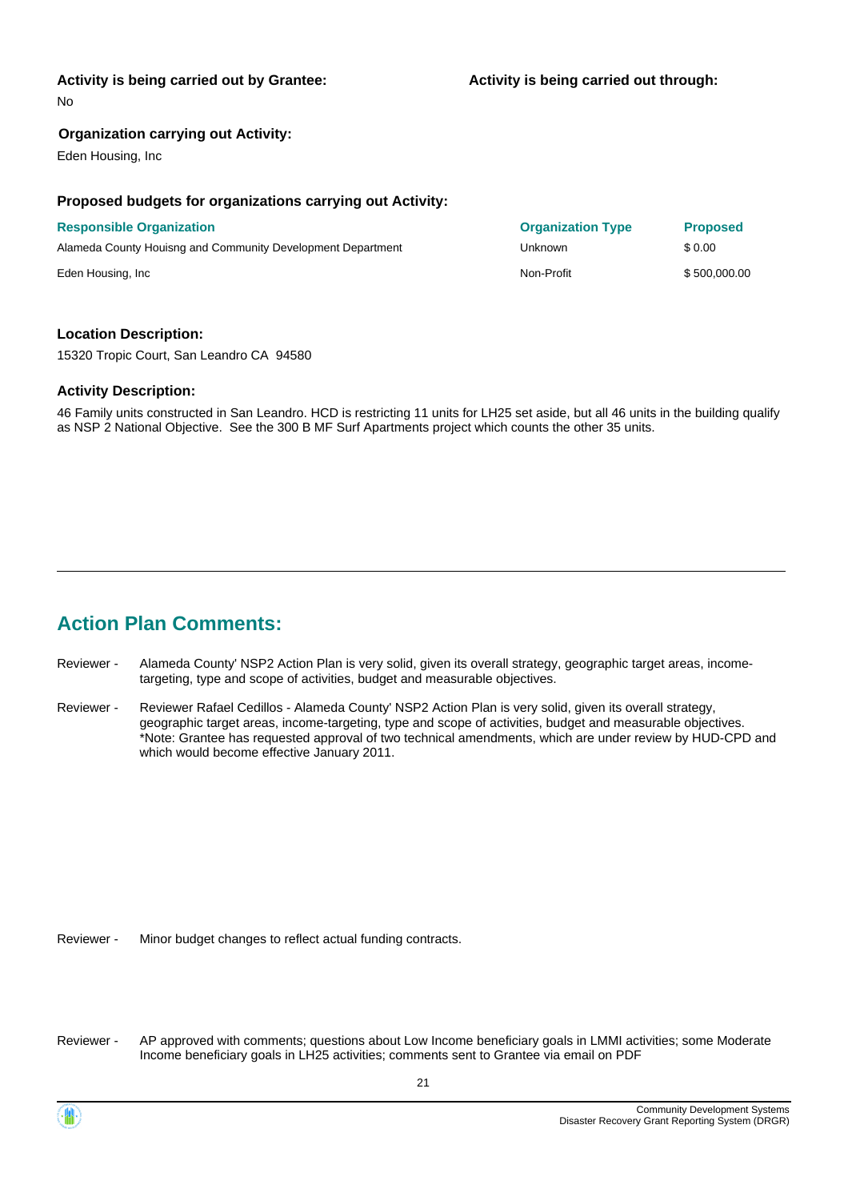**Activity is being carried out by Grantee:**

No

**Activity is being carried out through:**

**Organization carrying out Activity:**

Eden Housing, Inc

**Proposed budgets for organizations carrying out Activity:**

| Responsible Organization | Organization Type | Proposed |
| --- | --- | --- |
| Alameda County Houisng and Community Development Department | Unknown | $ 0.00 |
| Eden Housing, Inc | Non-Profit | $ 500,000.00 |

**Location Description:**

15320 Tropic Court, San Leandro CA 94580

**Activity Description:**

46 Family units constructed in San Leandro. HCD is restricting 11 units for LH25 set aside, but all 46 units in the building qualify as NSP 2 National Objective. See the 300 B MF Surf Apartments project which counts the other 35 units.

---

## Action Plan Comments:

Reviewer - Alameda County' NSP2 Action Plan is very solid, given its overall strategy, geographic target areas, income-targeting, type and scope of activities, budget and measurable objectives.

Reviewer - Reviewer Rafael Cedillos - Alameda County' NSP2 Action Plan is very solid, given its overall strategy, geographic target areas, income-targeting, type and scope of activities, budget and measurable objectives. *Note: Grantee has requested approval of two technical amendments, which are under review by HUD-CPD and which would become effective January 2011.

Reviewer - Minor budget changes to reflect actual funding contracts.

Reviewer - AP approved with comments; questions about Low Income beneficiary goals in LMMI activities; some Moderate Income beneficiary goals in LH25 activities; comments sent to Grantee via email on PDF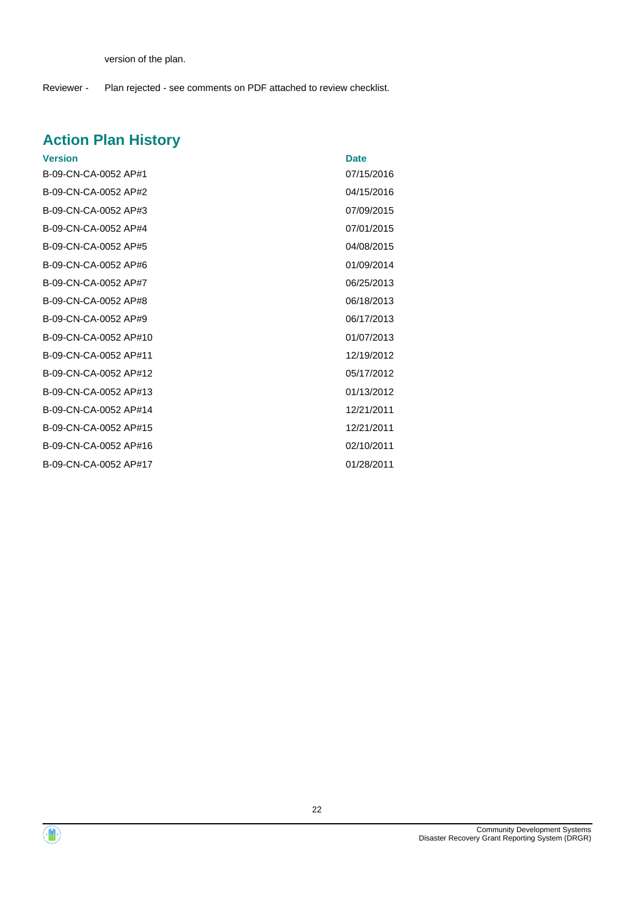version of the plan.

Reviewer - Plan rejected - see comments on PDF attached to review checklist.

## Action Plan History

| Version | Date |
| --- | --- |
| B-09-CN-CA-0052 AP#1 | 07/15/2016 |
| B-09-CN-CA-0052 AP#2 | 04/15/2016 |
| B-09-CN-CA-0052 AP#3 | 07/09/2015 |
| B-09-CN-CA-0052 AP#4 | 07/01/2015 |
| B-09-CN-CA-0052 AP#5 | 04/08/2015 |
| B-09-CN-CA-0052 AP#6 | 01/09/2014 |
| B-09-CN-CA-0052 AP#7 | 06/25/2013 |
| B-09-CN-CA-0052 AP#8 | 06/18/2013 |
| B-09-CN-CA-0052 AP#9 | 06/17/2013 |
| B-09-CN-CA-0052 AP#10 | 01/07/2013 |
| B-09-CN-CA-0052 AP#11 | 12/19/2012 |
| B-09-CN-CA-0052 AP#12 | 05/17/2012 |
| B-09-CN-CA-0052 AP#13 | 01/13/2012 |
| B-09-CN-CA-0052 AP#14 | 12/21/2011 |
| B-09-CN-CA-0052 AP#15 | 12/21/2011 |
| B-09-CN-CA-0052 AP#16 | 02/10/2011 |
| B-09-CN-CA-0052 AP#17 | 01/28/2011 |